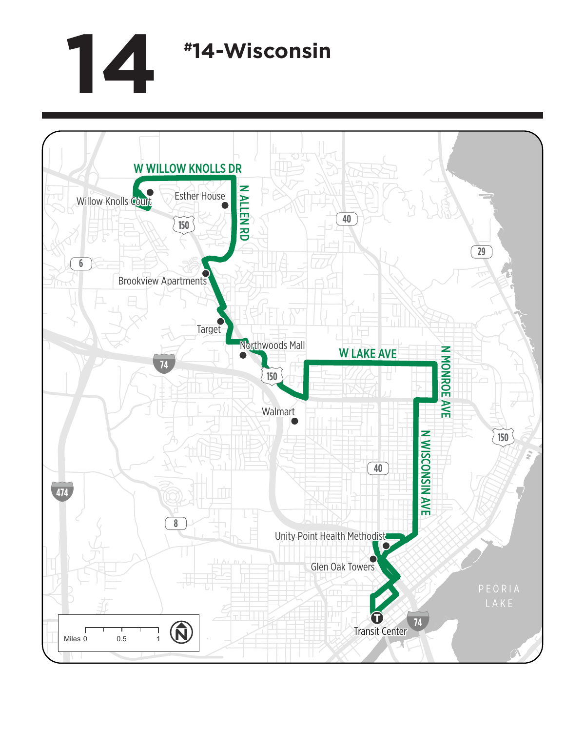# 14

## #14-Wisconsin

W WILLOW KNOLLS DR

N ALLEN RD

Willow Knolls Court

Esther House

Brookview Apartments

Target

Northwoods Mall

W LAKE AVE

N MONROE AVE

Walmart

N WISCONSIN AVE

Unity Point Health Methodist

Glen Oak Towers

Transit Center

PEORIA LAKE

Miles 0 0.5 1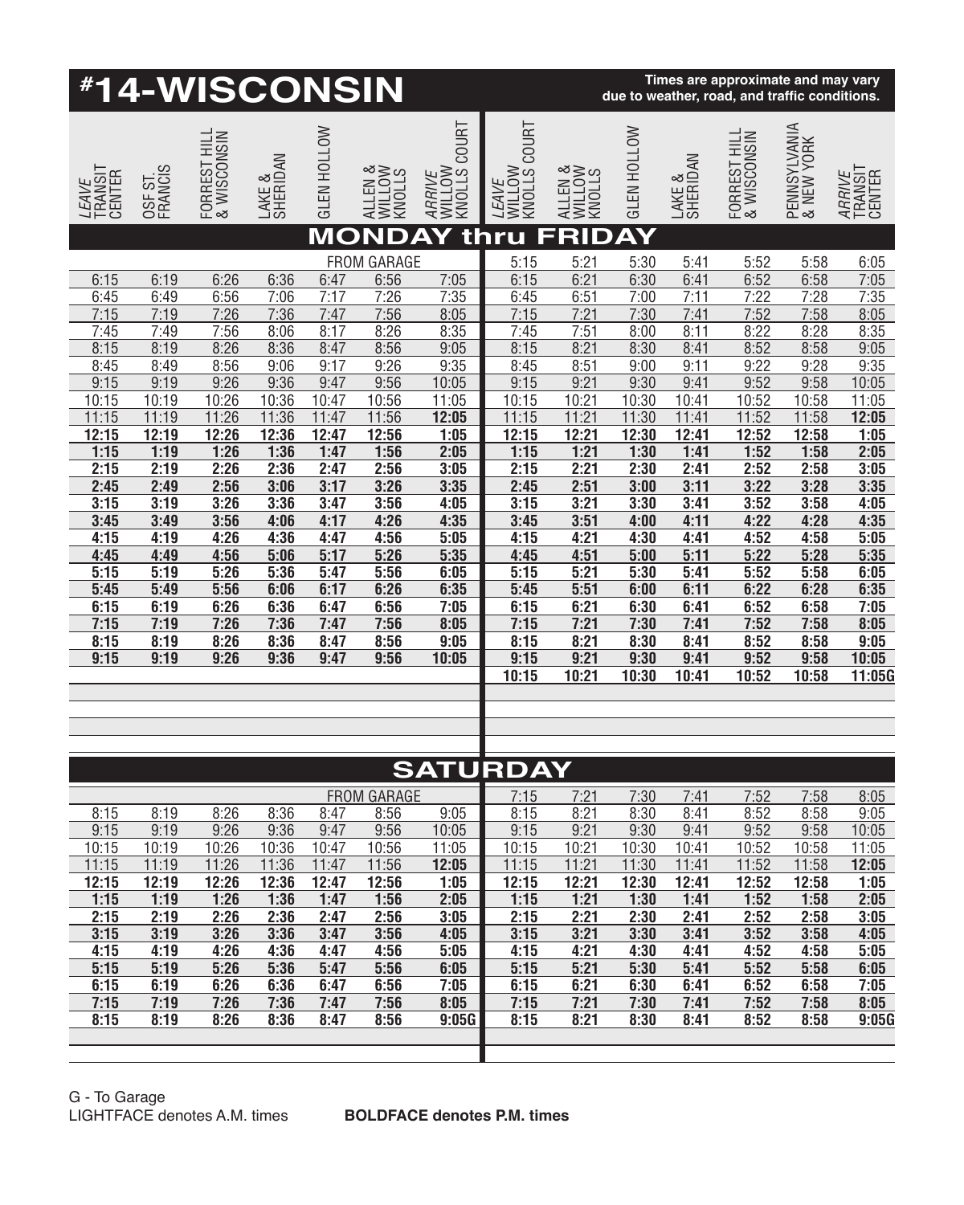# #14-WISCONSIN

**Times are approximate and may vary due to weather, road, and traffic conditions.**

## MONDAY thru FRIDAY

| *LEAVE* TRANSIT CENTER | OSF ST. FRANCIS | FORREST HILL & WISCONSIN | LAKE & SHERIDAN | GLEN HOLLOW | ALLEN & WILLOW KNOLLS | *ARRIVE* WILLOW KNOLLS COURT | *LEAVE* WILLOW KNOLLS COURT | ALLEN & WILLOW KNOLLS | GLEN HOLLOW | LAKE & SHERIDAN | FORREST HILL & WISCONSIN | PENNSYLVANIA & NEW YORK | *ARRIVE* TRANSIT CENTER |
|---|---|---|---|---|---|---|---|---|---|---|---|---|---|
| | | | | | FROM GARAGE | | 5:15 | 5:21 | 5:30 | 5:41 | 5:52 | 5:58 | 6:05 |
| 6:15 | 6:19 | 6:26 | 6:36 | 6:47 | 6:56 | 7:05 | 6:15 | 6:21 | 6:30 | 6:41 | 6:52 | 6:58 | 7:05 |
| 6:45 | 6:49 | 6:56 | 7:06 | 7:17 | 7:26 | 7:35 | 6:45 | 6:51 | 7:00 | 7:11 | 7:22 | 7:28 | 7:35 |
| 7:15 | 7:19 | 7:26 | 7:36 | 7:47 | 7:56 | 8:05 | 7:15 | 7:21 | 7:30 | 7:41 | 7:52 | 7:58 | 8:05 |
| 7:45 | 7:49 | 7:56 | 8:06 | 8:17 | 8:26 | 8:35 | 7:45 | 7:51 | 8:00 | 8:11 | 8:22 | 8:28 | 8:35 |
| 8:15 | 8:19 | 8:26 | 8:36 | 8:47 | 8:56 | 9:05 | 8:15 | 8:21 | 8:30 | 8:41 | 8:52 | 8:58 | 9:05 |
| 8:45 | 8:49 | 8:56 | 9:06 | 9:17 | 9:26 | 9:35 | 8:45 | 8:51 | 9:00 | 9:11 | 9:22 | 9:28 | 9:35 |
| 9:15 | 9:19 | 9:26 | 9:36 | 9:47 | 9:56 | 10:05 | 9:15 | 9:21 | 9:30 | 9:41 | 9:52 | 9:58 | 10:05 |
| 10:15 | 10:19 | 10:26 | 10:36 | 10:47 | 10:56 | 11:05 | 10:15 | 10:21 | 10:30 | 10:41 | 10:52 | 10:58 | 11:05 |
| 11:15 | 11:19 | 11:26 | 11:36 | 11:47 | 11:56 | **12:05** | 11:15 | 11:21 | 11:30 | 11:41 | 11:52 | 11:58 | **12:05** |
| **12:15** | **12:19** | **12:26** | **12:36** | **12:47** | **12:56** | **1:05** | **12:15** | **12:21** | **12:30** | **12:41** | **12:52** | **12:58** | **1:05** |
| **1:15** | **1:19** | **1:26** | **1:36** | **1:47** | **1:56** | **2:05** | **1:15** | **1:21** | **1:30** | **1:41** | **1:52** | **1:58** | **2:05** |
| **2:15** | **2:19** | **2:26** | **2:36** | **2:47** | **2:56** | **3:05** | **2:15** | **2:21** | **2:30** | **2:41** | **2:52** | **2:58** | **3:05** |
| **2:45** | **2:49** | **2:56** | **3:06** | **3:17** | **3:26** | **3:35** | **2:45** | **2:51** | **3:00** | **3:11** | **3:22** | **3:28** | **3:35** |
| **3:15** | **3:19** | **3:26** | **3:36** | **3:47** | **3:56** | **4:05** | **3:15** | **3:21** | **3:30** | **3:41** | **3:52** | **3:58** | **4:05** |
| **3:45** | **3:49** | **3:56** | **4:06** | **4:17** | **4:26** | **4:35** | **3:45** | **3:51** | **4:00** | **4:11** | **4:22** | **4:28** | **4:35** |
| **4:15** | **4:19** | **4:26** | **4:36** | **4:47** | **4:56** | **5:05** | **4:15** | **4:21** | **4:30** | **4:41** | **4:52** | **4:58** | **5:05** |
| **4:45** | **4:49** | **4:56** | **5:06** | **5:17** | **5:26** | **5:35** | **4:45** | **4:51** | **5:00** | **5:11** | **5:22** | **5:28** | **5:35** |
| **5:15** | **5:19** | **5:26** | **5:36** | **5:47** | **5:56** | **6:05** | **5:15** | **5:21** | **5:30** | **5:41** | **5:52** | **5:58** | **6:05** |
| **5:45** | **5:49** | **5:56** | **6:06** | **6:17** | **6:26** | **6:35** | **5:45** | **5:51** | **6:00** | **6:11** | **6:22** | **6:28** | **6:35** |
| **6:15** | **6:19** | **6:26** | **6:36** | **6:47** | **6:56** | **7:05** | **6:15** | **6:21** | **6:30** | **6:41** | **6:52** | **6:58** | **7:05** |
| **7:15** | **7:19** | **7:26** | **7:36** | **7:47** | **7:56** | **8:05** | **7:15** | **7:21** | **7:30** | **7:41** | **7:52** | **7:58** | **8:05** |
| **8:15** | **8:19** | **8:26** | **8:36** | **8:47** | **8:56** | **9:05** | **8:15** | **8:21** | **8:30** | **8:41** | **8:52** | **8:58** | **9:05** |
| **9:15** | **9:19** | **9:26** | **9:36** | **9:47** | **9:56** | **10:05** | **9:15** | **9:21** | **9:30** | **9:41** | **9:52** | **9:58** | **10:05** |
| | | | | | | | **10:15** | **10:21** | **10:30** | **10:41** | **10:52** | **10:58** | **11:05G** |

## SATURDAY

| *LEAVE* TRANSIT CENTER | OSF ST. FRANCIS | FORREST HILL & WISCONSIN | LAKE & SHERIDAN | GLEN HOLLOW | ALLEN & WILLOW KNOLLS | *ARRIVE* WILLOW KNOLLS COURT | *LEAVE* WILLOW KNOLLS COURT | ALLEN & WILLOW KNOLLS | GLEN HOLLOW | LAKE & SHERIDAN | FORREST HILL & WISCONSIN | PENNSYLVANIA & NEW YORK | *ARRIVE* TRANSIT CENTER |
|---|---|---|---|---|---|---|---|---|---|---|---|---|---|
| | | | | | FROM GARAGE | | 7:15 | 7:21 | 7:30 | 7:41 | 7:52 | 7:58 | 8:05 |
| 8:15 | 8:19 | 8:26 | 8:36 | 8:47 | 8:56 | 9:05 | 8:15 | 8:21 | 8:30 | 8:41 | 8:52 | 8:58 | 9:05 |
| 9:15 | 9:19 | 9:26 | 9:36 | 9:47 | 9:56 | 10:05 | 9:15 | 9:21 | 9:30 | 9:41 | 9:52 | 9:58 | 10:05 |
| 10:15 | 10:19 | 10:26 | 10:36 | 10:47 | 10:56 | 11:05 | 10:15 | 10:21 | 10:30 | 10:41 | 10:52 | 10:58 | 11:05 |
| 11:15 | 11:19 | 11:26 | 11:36 | 11:47 | 11:56 | **12:05** | 11:15 | 11:21 | 11:30 | 11:41 | 11:52 | 11:58 | **12:05** |
| **12:15** | **12:19** | **12:26** | **12:36** | **12:47** | **12:56** | **1:05** | **12:15** | **12:21** | **12:30** | **12:41** | **12:52** | **12:58** | **1:05** |
| **1:15** | **1:19** | **1:26** | **1:36** | **1:47** | **1:56** | **2:05** | **1:15** | **1:21** | **1:30** | **1:41** | **1:52** | **1:58** | **2:05** |
| **2:15** | **2:19** | **2:26** | **2:36** | **2:47** | **2:56** | **3:05** | **2:15** | **2:21** | **2:30** | **2:41** | **2:52** | **2:58** | **3:05** |
| **3:15** | **3:19** | **3:26** | **3:36** | **3:47** | **3:56** | **4:05** | **3:15** | **3:21** | **3:30** | **3:41** | **3:52** | **3:58** | **4:05** |
| **4:15** | **4:19** | **4:26** | **4:36** | **4:47** | **4:56** | **5:05** | **4:15** | **4:21** | **4:30** | **4:41** | **4:52** | **4:58** | **5:05** |
| **5:15** | **5:19** | **5:26** | **5:36** | **5:47** | **5:56** | **6:05** | **5:15** | **5:21** | **5:30** | **5:41** | **5:52** | **5:58** | **6:05** |
| **6:15** | **6:19** | **6:26** | **6:36** | **6:47** | **6:56** | **7:05** | **6:15** | **6:21** | **6:30** | **6:41** | **6:52** | **6:58** | **7:05** |
| **7:15** | **7:19** | **7:26** | **7:36** | **7:47** | **7:56** | **8:05** | **7:15** | **7:21** | **7:30** | **7:41** | **7:52** | **7:58** | **8:05** |
| **8:15** | **8:19** | **8:26** | **8:36** | **8:47** | **8:56** | **9:05G** | **8:15** | **8:21** | **8:30** | **8:41** | **8:52** | **8:58** | **9:05G** |

G - To Garage

LIGHTFACE denotes A.M. times

**BOLDFACE denotes P.M. times**